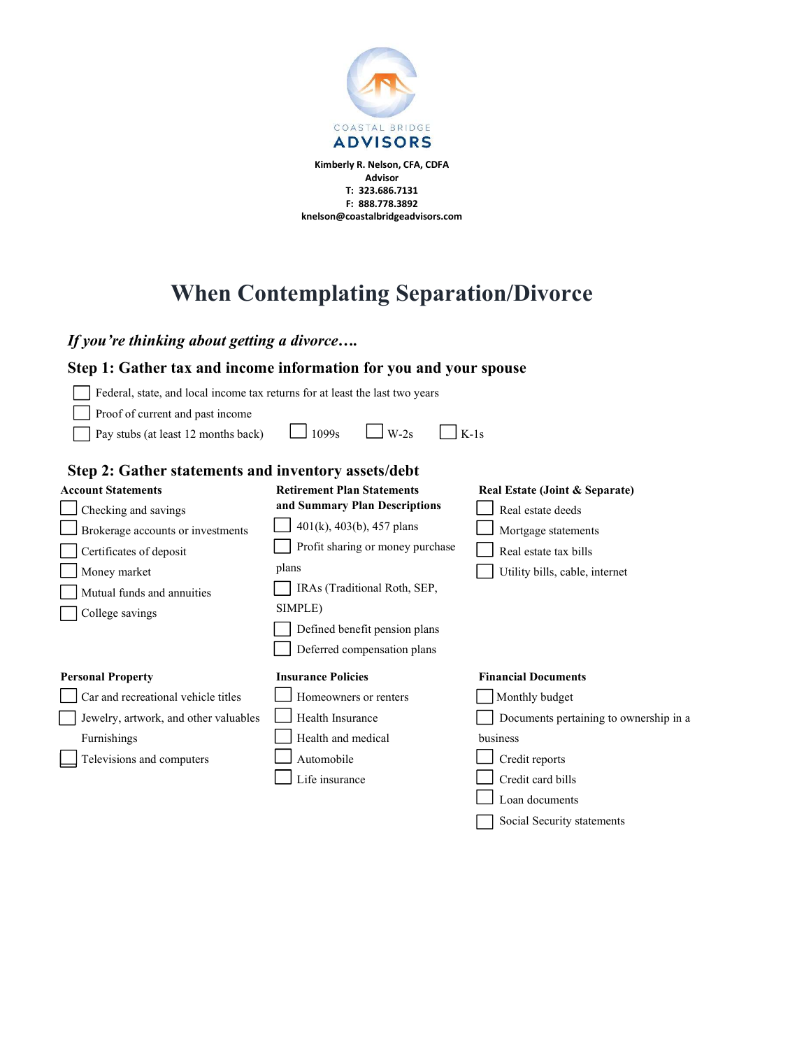COASTAL BRIDGE
**ADVISORS**

**Kimberly R. Nelson, CFA, CDFA**
**Advisor**
**T: 323.686.7131**
**F: 888.778.3892**
**knelson@coastalbridgeadvisors.com**

# When Contemplating Separation/Divorce

***If you're thinking about getting a divorce….***

## Step 1: Gather tax and income information for you and your spouse

- [ ] Federal, state, and local income tax returns for at least the last two years
- [ ] Proof of current and past income
- [ ] Pay stubs (at least 12 months back)
- [ ] 1099s
- [ ] W-2s
- [ ] K-1s

## Step 2: Gather statements and inventory assets/debt

**Account Statements**

- [ ] Checking and savings
- [ ] Brokerage accounts or investments
- [ ] Certificates of deposit
- [ ] Money market
- [ ] Mutual funds and annuities
- [ ] College savings

**Retirement Plan Statements and Summary Plan Descriptions**

- [ ] 401(k), 403(b), 457 plans
- [ ] Profit sharing or money purchase plans
- [ ] IRAs (Traditional Roth, SEP, SIMPLE)
- [ ] Defined benefit pension plans
- [ ] Deferred compensation plans

**Real Estate (Joint & Separate)**

- [ ] Real estate deeds
- [ ] Mortgage statements
- [ ] Real estate tax bills
- [ ] Utility bills, cable, internet

**Personal Property**

- [ ] Car and recreational vehicle titles
- [ ] Jewelry, artwork, and other valuables Furnishings
- [ ] Televisions and computers

**Insurance Policies**

- [ ] Homeowners or renters
- [ ] Health Insurance
- [ ] Health and medical
- [ ] Automobile
- [ ] Life insurance

**Financial Documents**

- [ ] Monthly budget
- [ ] Documents pertaining to ownership in a business
- [ ] Credit reports
- [ ] Credit card bills
- [ ] Loan documents
- [ ] Social Security statements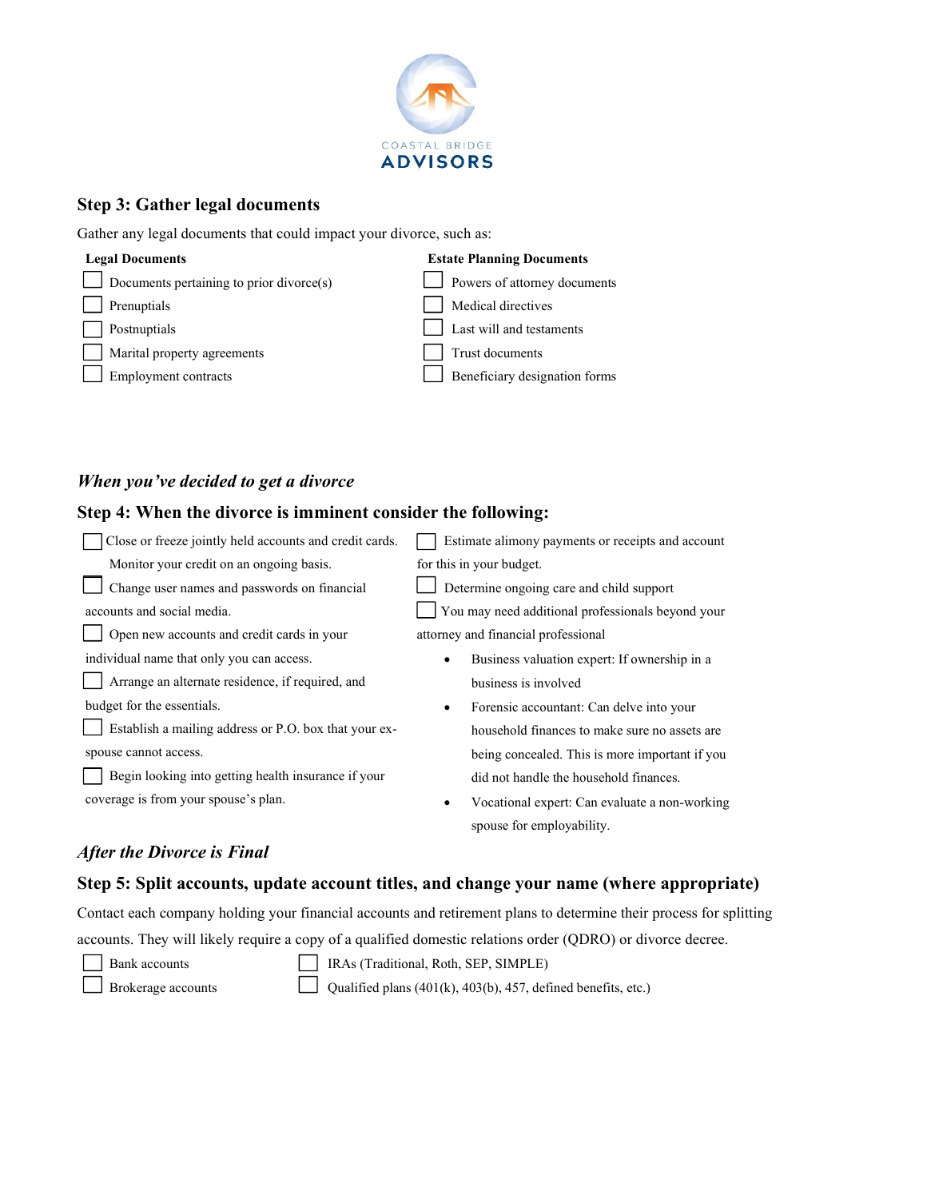## Step 3: Gather legal documents

Gather any legal documents that could impact your divorce, such as:

**Legal Documents**

- [ ] Documents pertaining to prior divorce(s)
- [ ] Prenuptials
- [ ] Postnuptials
- [ ] Marital property agreements
- [ ] Employment contracts

**Estate Planning Documents**

- [ ] Powers of attorney documents
- [ ] Medical directives
- [ ] Last will and testaments
- [ ] Trust documents
- [ ] Beneficiary designation forms

### *When you've decided to get a divorce*

## Step 4: When the divorce is imminent consider the following:

- [ ] Close or freeze jointly held accounts and credit cards. Monitor your credit on an ongoing basis.
- [ ] Change user names and passwords on financial accounts and social media.
- [ ] Open new accounts and credit cards in your individual name that only you can access.
- [ ] Arrange an alternate residence, if required, and budget for the essentials.
- [ ] Establish a mailing address or P.O. box that your ex-spouse cannot access.
- [ ] Begin looking into getting health insurance if your coverage is from your spouse's plan.
- [ ] Estimate alimony payments or receipts and account for this in your budget.
- [ ] Determine ongoing care and child support
- [ ] You may need additional professionals beyond your attorney and financial professional
  - Business valuation expert: If ownership in a business is involved
  - Forensic accountant: Can delve into your household finances to make sure no assets are being concealed. This is more important if you did not handle the household finances.
  - Vocational expert: Can evaluate a non-working spouse for employability.

### *After the Divorce is Final*

## Step 5: Split accounts, update account titles, and change your name (where appropriate)

Contact each company holding your financial accounts and retirement plans to determine their process for splitting accounts. They will likely require a copy of a qualified domestic relations order (QDRO) or divorce decree.

- [ ] Bank accounts
- [ ] Brokerage accounts
- [ ] IRAs (Traditional, Roth, SEP, SIMPLE)
- [ ] Qualified plans (401(k), 403(b), 457, defined benefits, etc.)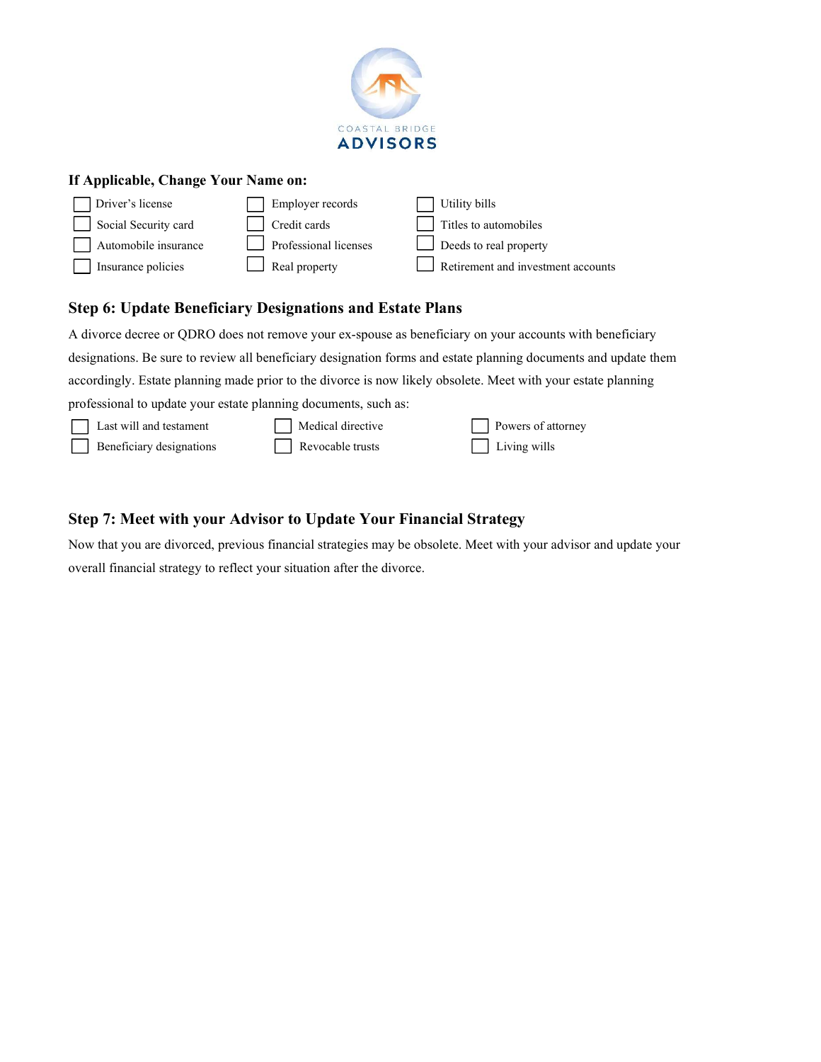### If Applicable, Change Your Name on:

- [ ] Driver's license
- [ ] Social Security card
- [ ] Automobile insurance
- [ ] Insurance policies
- [ ] Employer records
- [ ] Credit cards
- [ ] Professional licenses
- [ ] Real property
- [ ] Utility bills
- [ ] Titles to automobiles
- [ ] Deeds to real property
- [ ] Retirement and investment accounts

## Step 6: Update Beneficiary Designations and Estate Plans

A divorce decree or QDRO does not remove your ex-spouse as beneficiary on your accounts with beneficiary designations. Be sure to review all beneficiary designation forms and estate planning documents and update them accordingly. Estate planning made prior to the divorce is now likely obsolete. Meet with your estate planning professional to update your estate planning documents, such as:

- [ ] Last will and testament
- [ ] Beneficiary designations
- [ ] Medical directive
- [ ] Revocable trusts
- [ ] Powers of attorney
- [ ] Living wills

## Step 7: Meet with your Advisor to Update Your Financial Strategy

Now that you are divorced, previous financial strategies may be obsolete. Meet with your advisor and update your overall financial strategy to reflect your situation after the divorce.